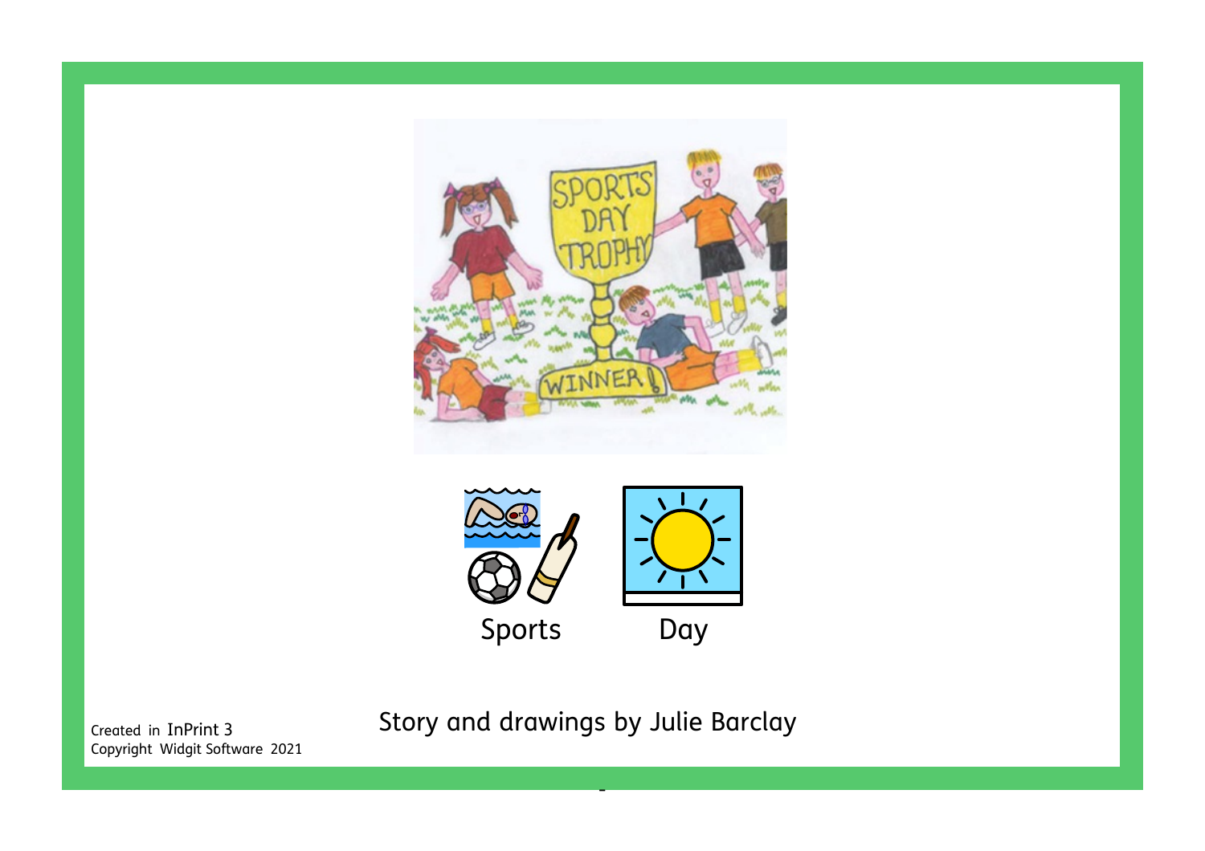# Sports Day

Story and drawings by Julie Barclay

Created in InPrint 3
Copyright Widgit Software 2021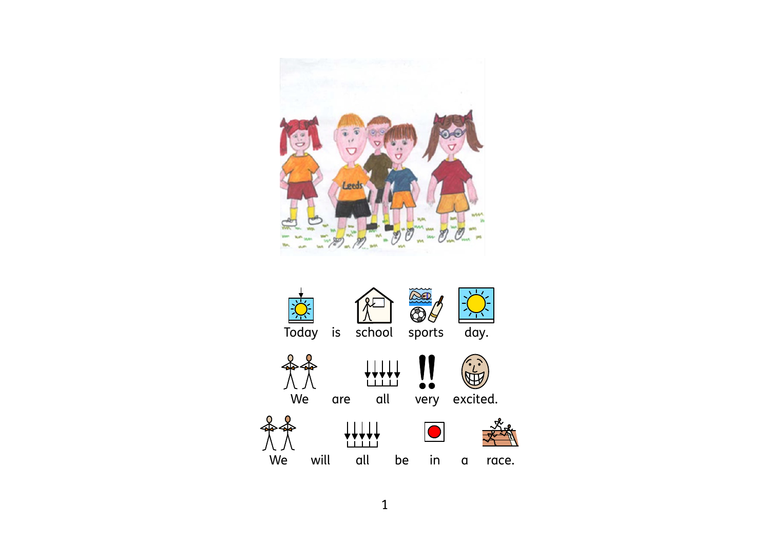Today is school sports day.

We are all very excited.

We will all be in a race.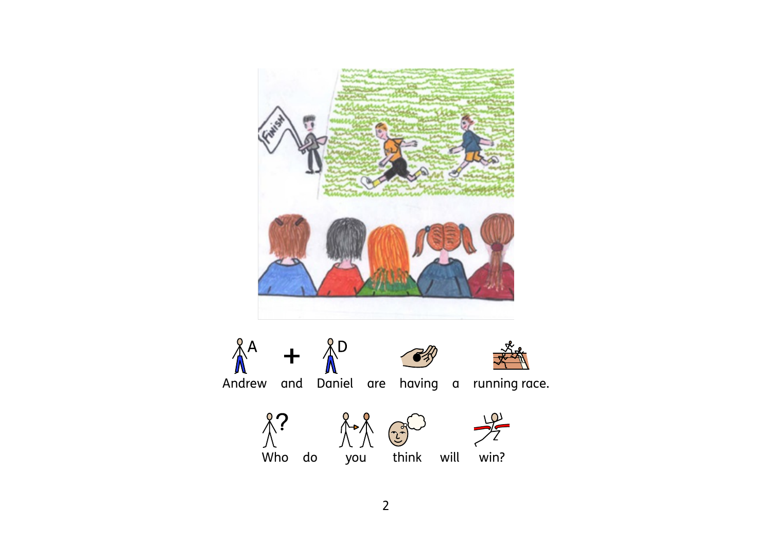Andrew and Daniel are having a running race.

Who do you think will win?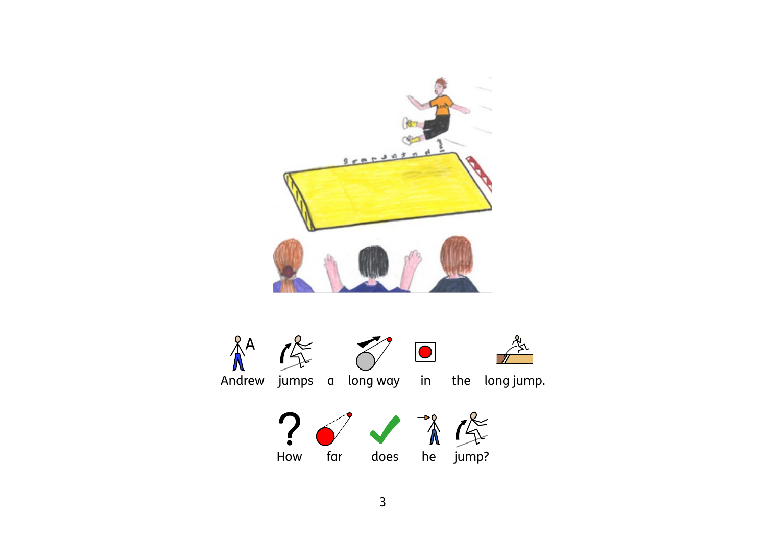Andrew jumps a long way in the long jump.

How far does he jump?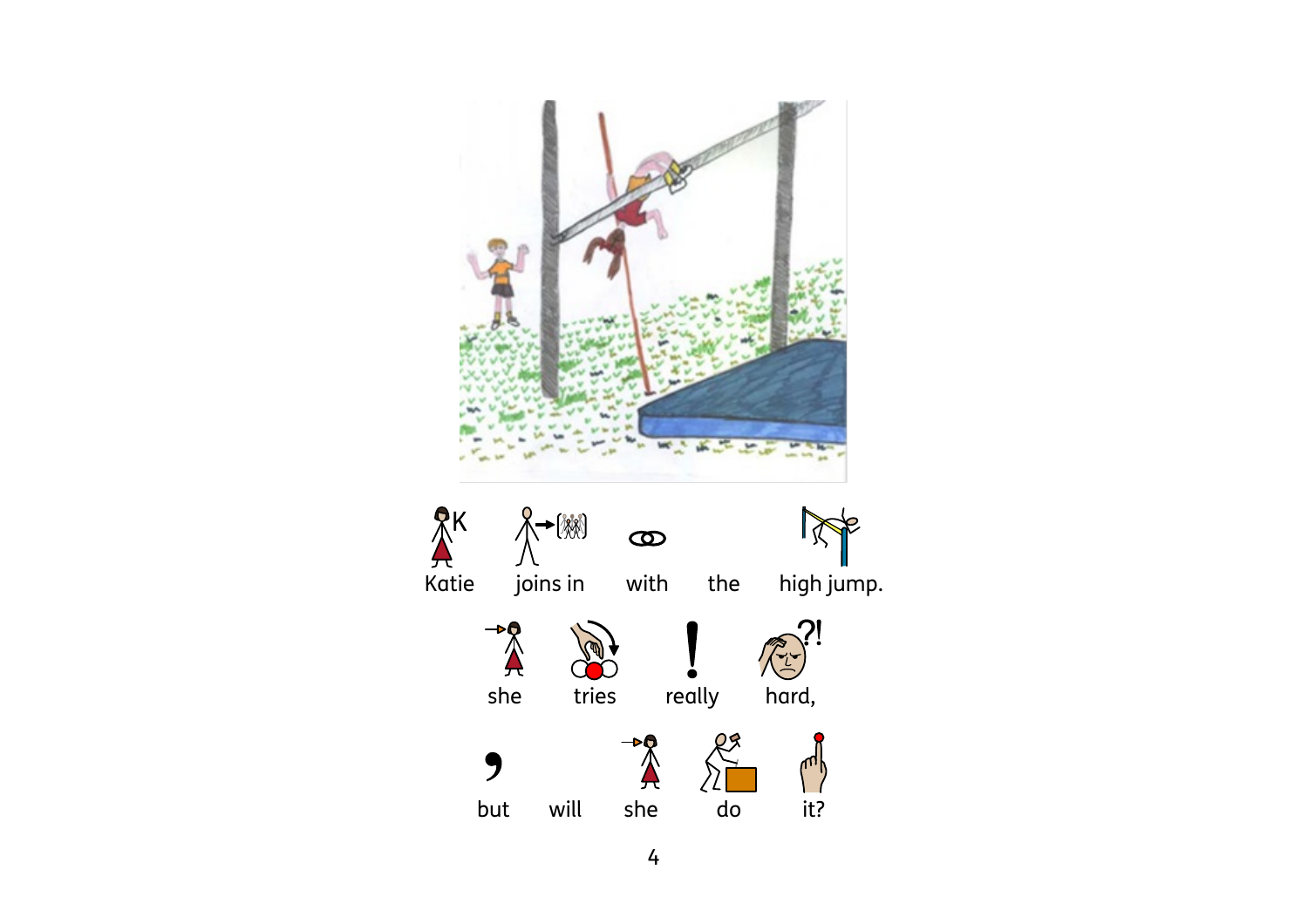Katie joins in with the high jump.

she tries really hard,

but will she do it?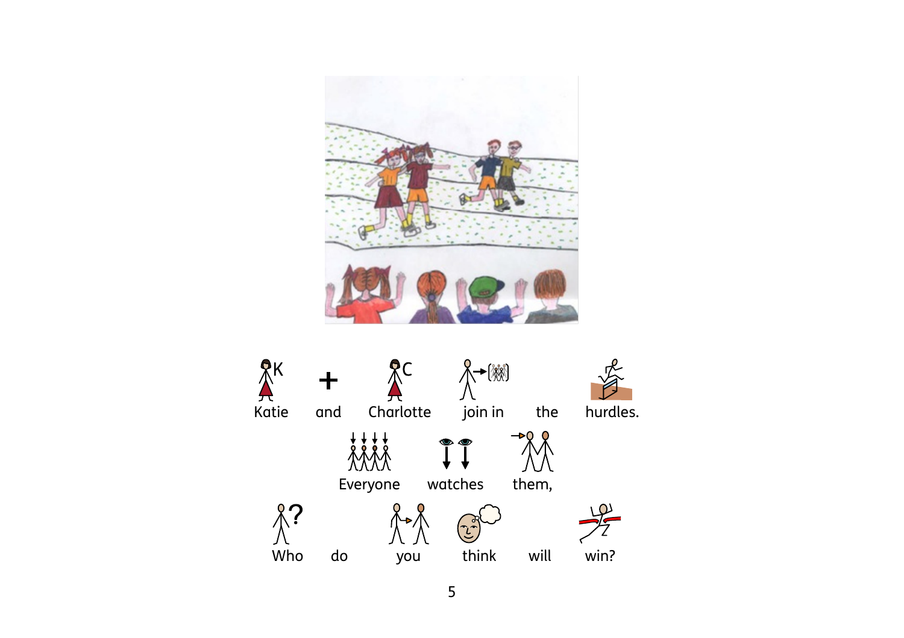Katie and Charlotte join in the hurdles.

Everyone watches them,

Who do you think will win?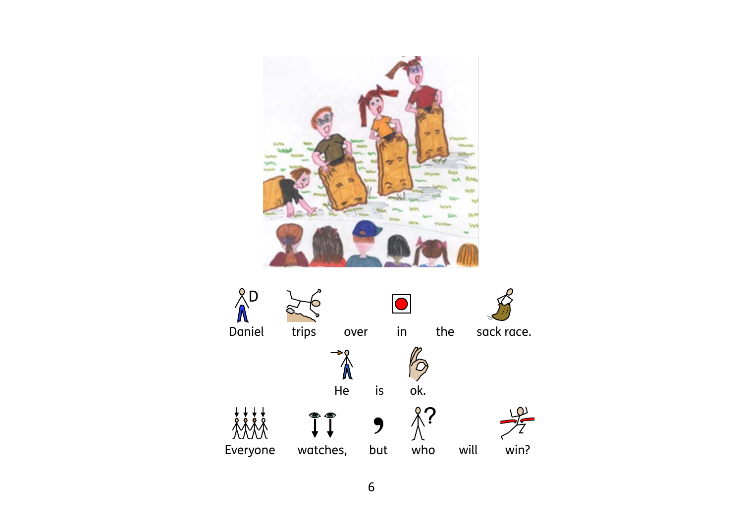Daniel trips over in the sack race.

He is ok.

Everyone watches, but who will win?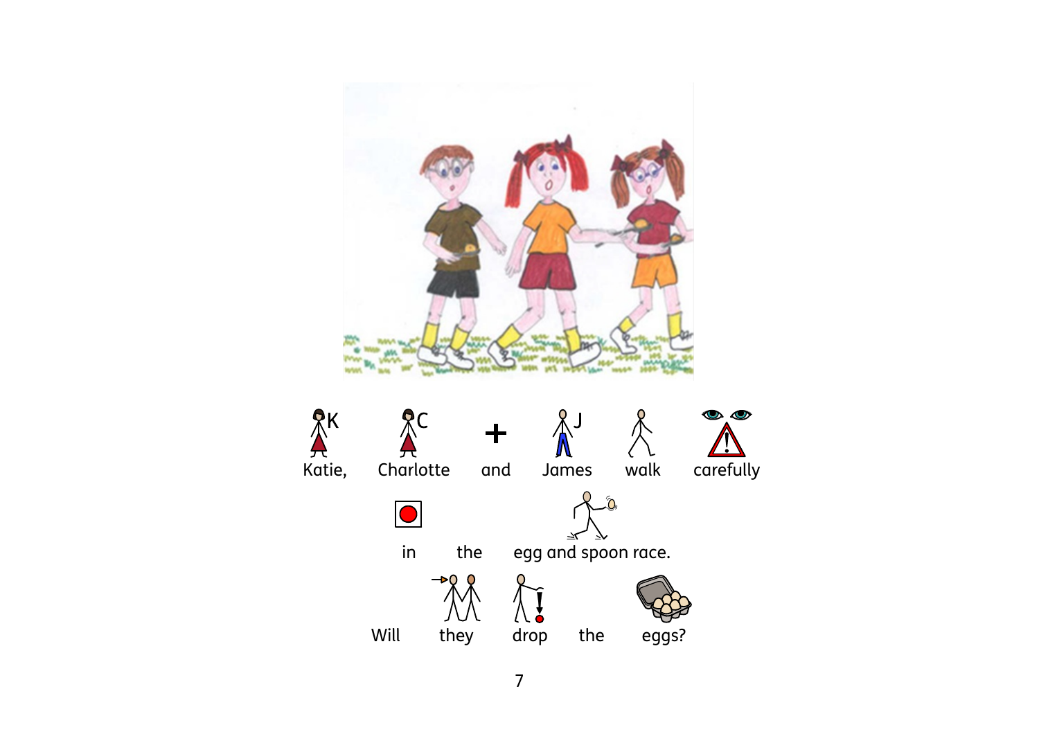Katie, Charlotte and James walk carefully

in the egg and spoon race.

Will they drop the eggs?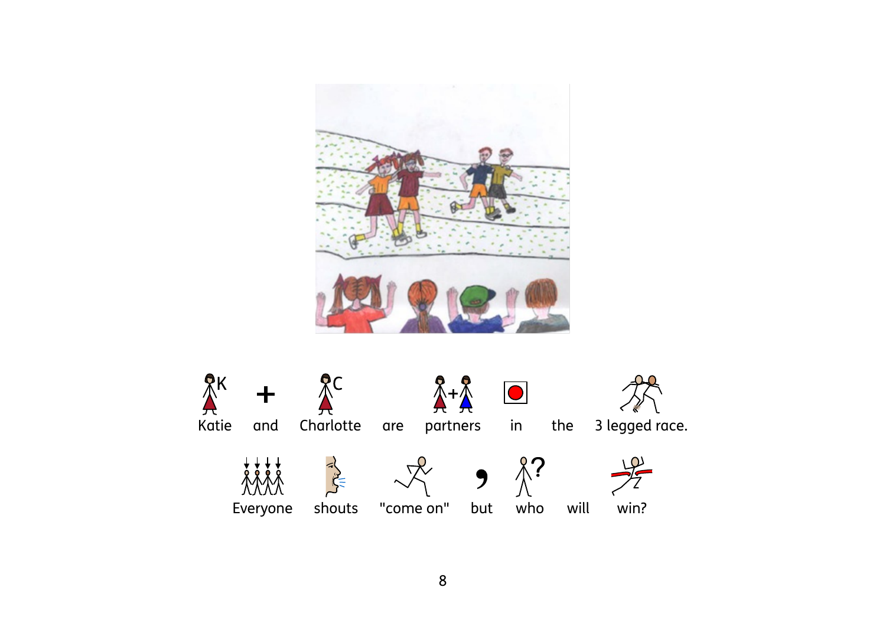Katie and Charlotte are partners in the 3 legged race.

Everyone shouts "come on", but who will win?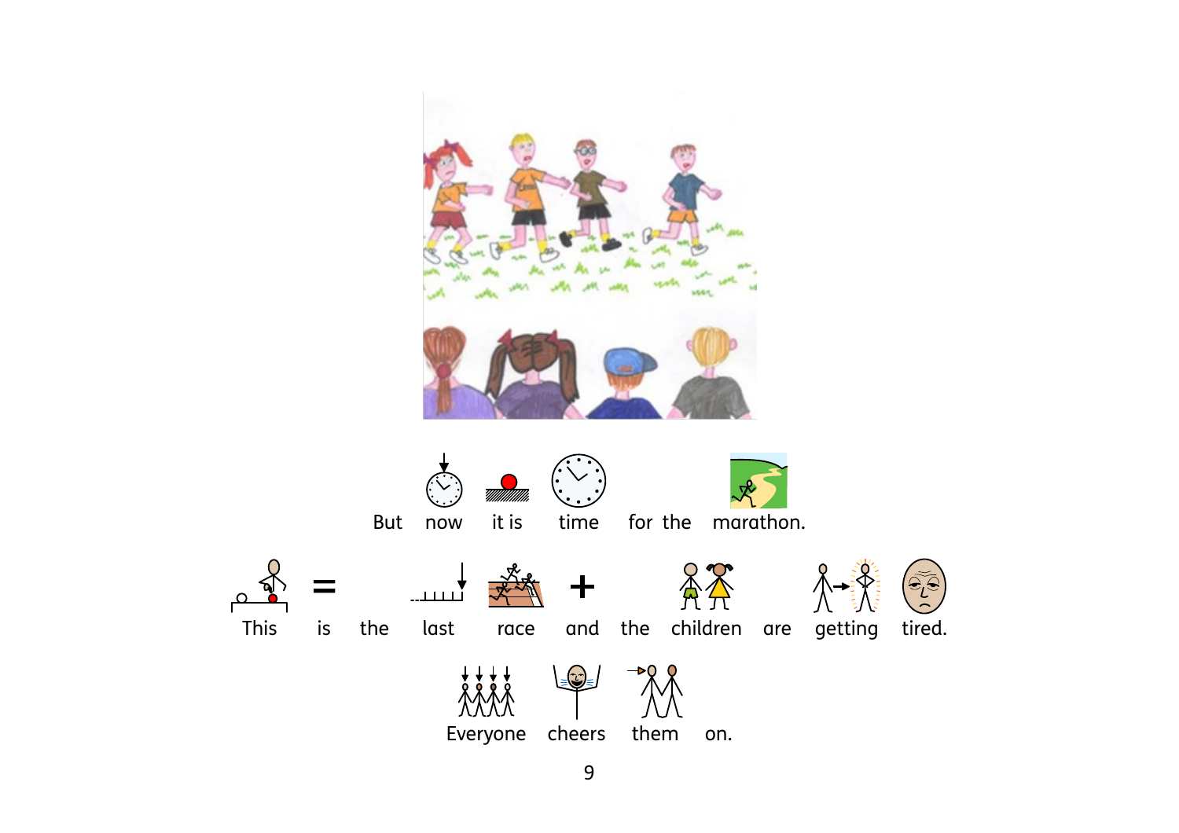But now it is time for the marathon.

This is the last race and the children are getting tired.

Everyone cheers them on.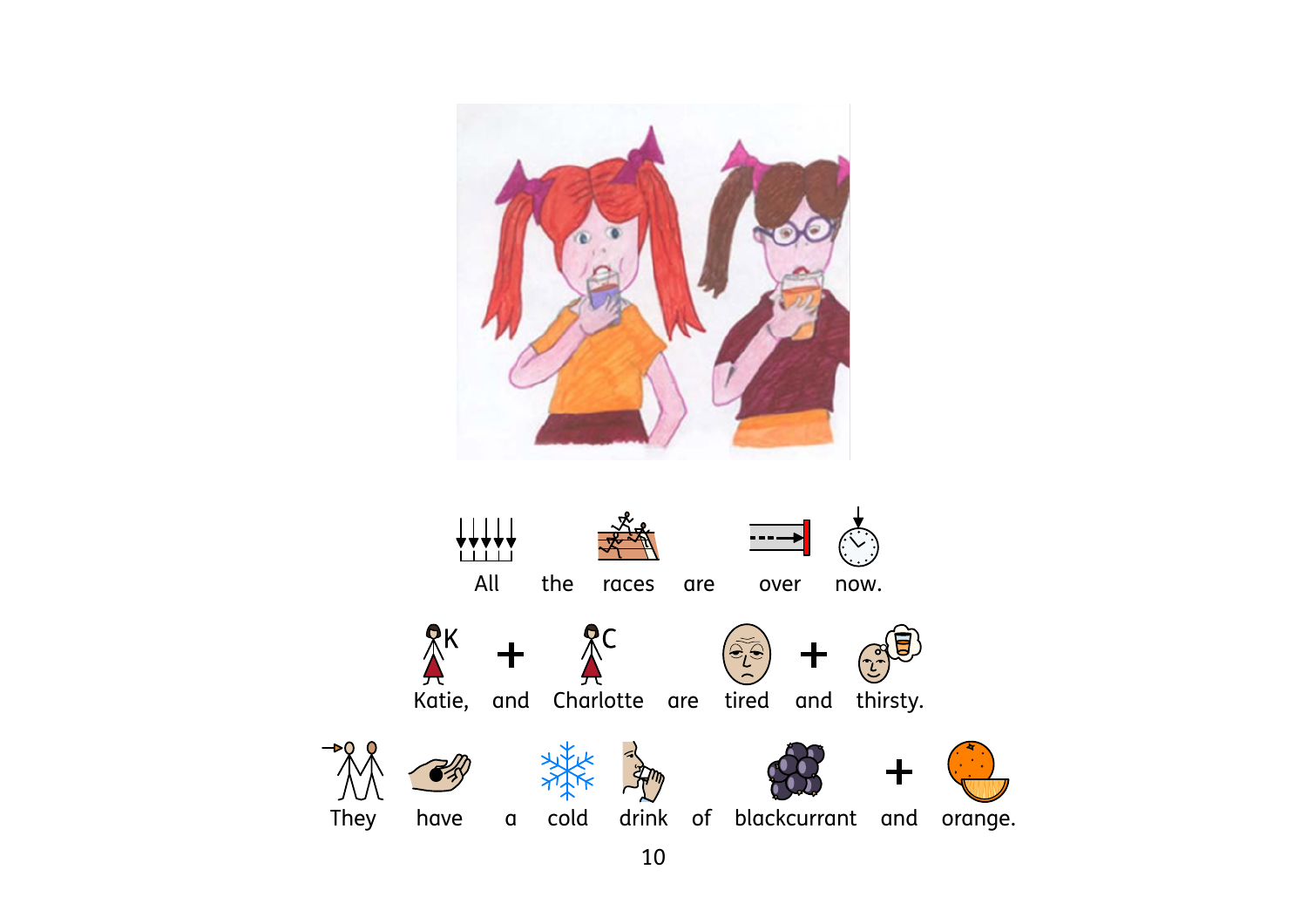All the races are over now.

Katie, and Charlotte are tired and thirsty.

They have a cold drink of blackcurrant and orange.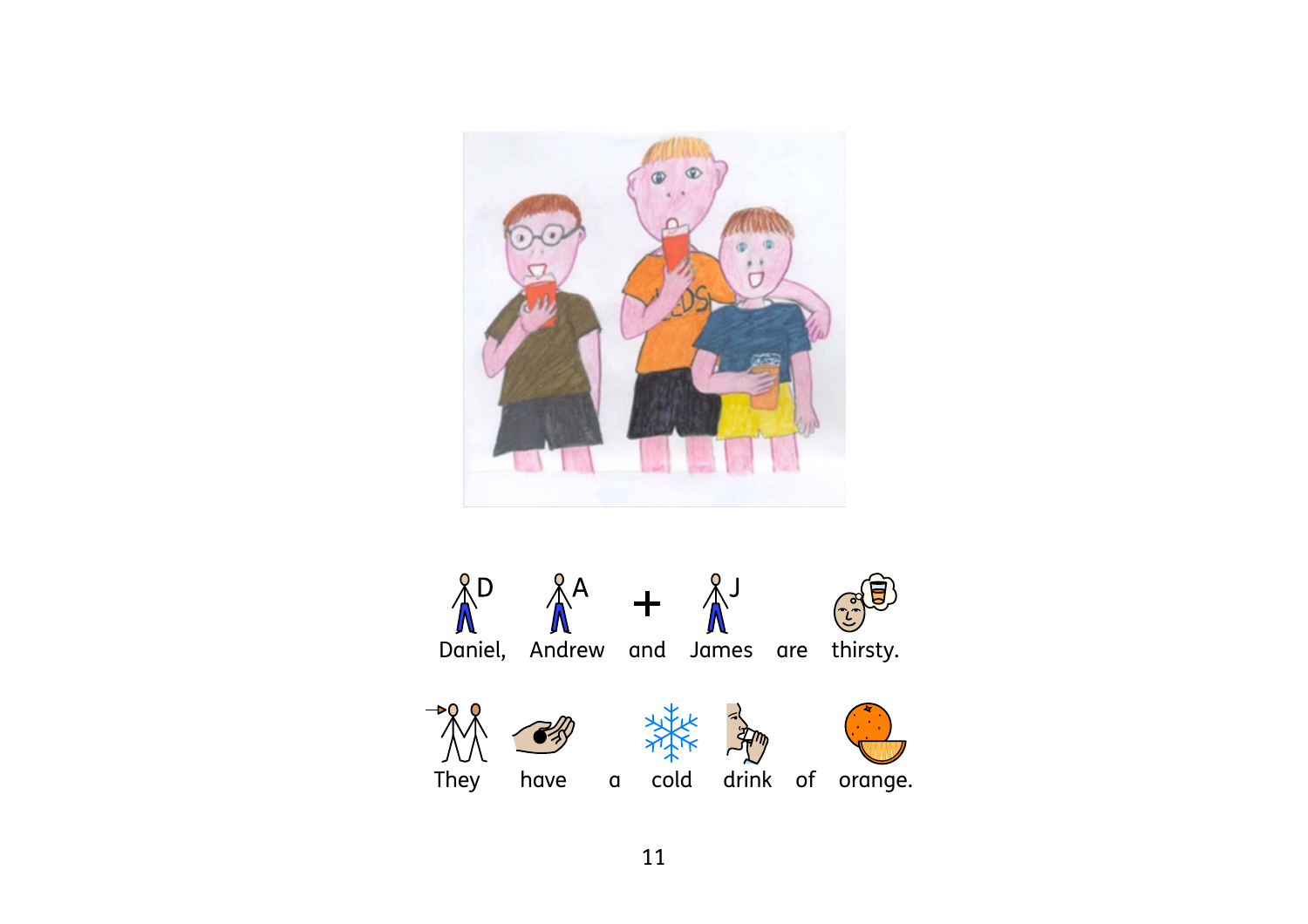Daniel, Andrew and James are thirsty.

They have a cold drink of orange.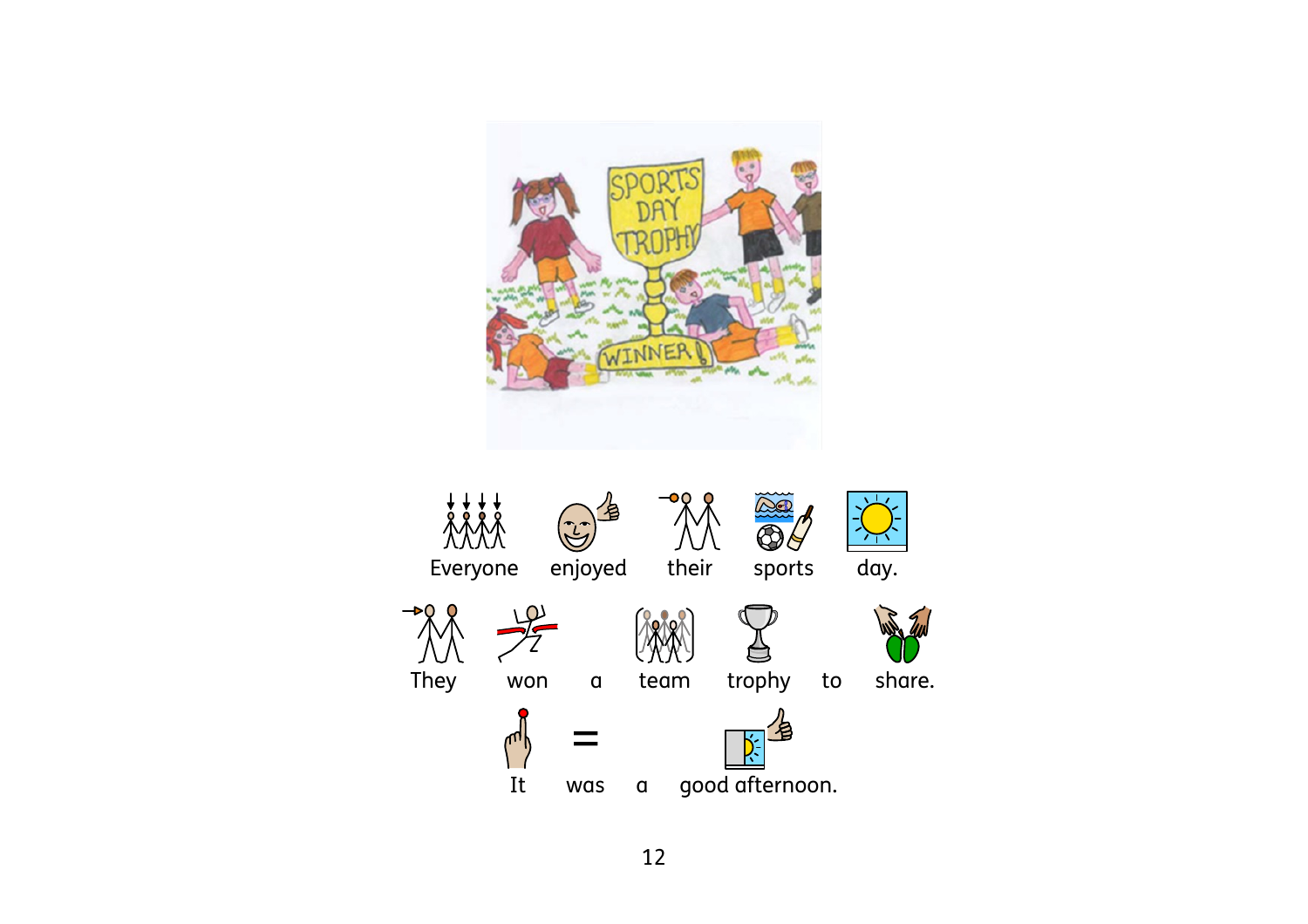Everyone enjoyed their sports day.

They won a team trophy to share.

It was a good afternoon.